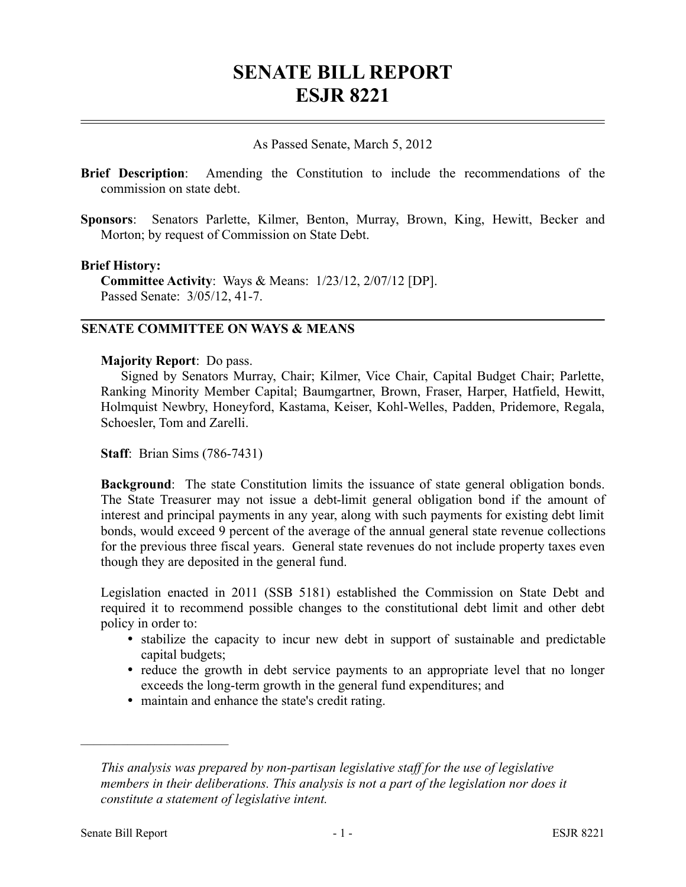# SENATE BILL REPORT
# ESJR 8221

As Passed Senate, March 5, 2012

**Brief Description**: Amending the Constitution to include the recommendations of the commission on state debt.

**Sponsors**: Senators Parlette, Kilmer, Benton, Murray, Brown, King, Hewitt, Becker and Morton; by request of Commission on State Debt.

**Brief History:**

**Committee Activity**: Ways & Means: 1/23/12, 2/07/12 [DP].
Passed Senate: 3/05/12, 41-7.

## SENATE COMMITTEE ON WAYS & MEANS

**Majority Report**: Do pass.
Signed by Senators Murray, Chair; Kilmer, Vice Chair, Capital Budget Chair; Parlette, Ranking Minority Member Capital; Baumgartner, Brown, Fraser, Harper, Hatfield, Hewitt, Holmquist Newbry, Honeyford, Kastama, Keiser, Kohl-Welles, Padden, Pridemore, Regala, Schoesler, Tom and Zarelli.

**Staff**: Brian Sims (786-7431)

**Background**: The state Constitution limits the issuance of state general obligation bonds. The State Treasurer may not issue a debt-limit general obligation bond if the amount of interest and principal payments in any year, along with such payments for existing debt limit bonds, would exceed 9 percent of the average of the annual general state revenue collections for the previous three fiscal years. General state revenues do not include property taxes even though they are deposited in the general fund.

Legislation enacted in 2011 (SSB 5181) established the Commission on State Debt and required it to recommend possible changes to the constitutional debt limit and other debt policy in order to:

- stabilize the capacity to incur new debt in support of sustainable and predictable capital budgets;
- reduce the growth in debt service payments to an appropriate level that no longer exceeds the long-term growth in the general fund expenditures; and
- maintain and enhance the state's credit rating.

---

*This analysis was prepared by non-partisan legislative staff for the use of legislative members in their deliberations. This analysis is not a part of the legislation nor does it constitute a statement of legislative intent.*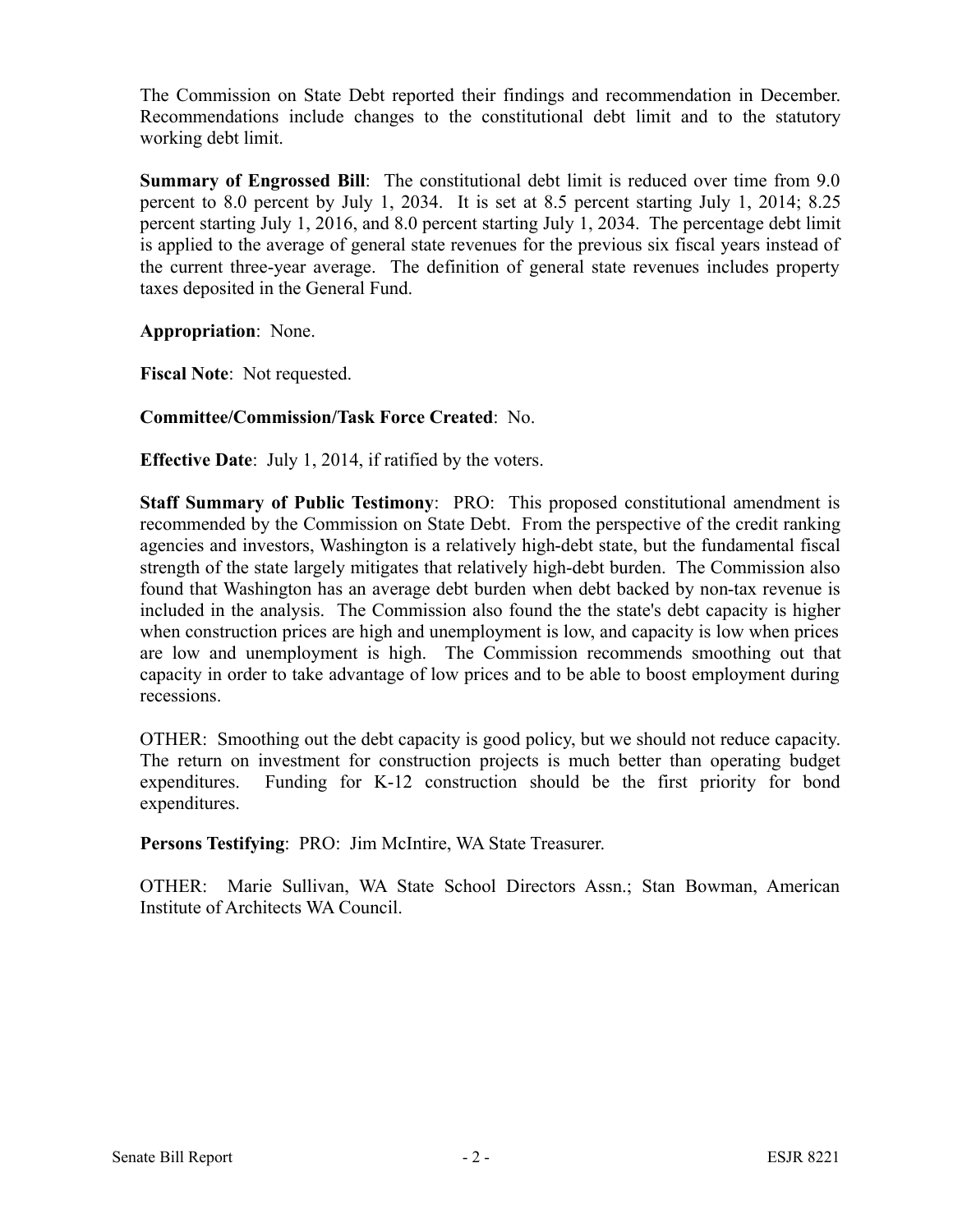The Commission on State Debt reported their findings and recommendation in December. Recommendations include changes to the constitutional debt limit and to the statutory working debt limit.

**Summary of Engrossed Bill**: The constitutional debt limit is reduced over time from 9.0 percent to 8.0 percent by July 1, 2034. It is set at 8.5 percent starting July 1, 2014; 8.25 percent starting July 1, 2016, and 8.0 percent starting July 1, 2034. The percentage debt limit is applied to the average of general state revenues for the previous six fiscal years instead of the current three-year average. The definition of general state revenues includes property taxes deposited in the General Fund.

**Appropriation**: None.

**Fiscal Note**: Not requested.

**Committee/Commission/Task Force Created**: No.

**Effective Date**: July 1, 2014, if ratified by the voters.

**Staff Summary of Public Testimony**: PRO: This proposed constitutional amendment is recommended by the Commission on State Debt. From the perspective of the credit ranking agencies and investors, Washington is a relatively high-debt state, but the fundamental fiscal strength of the state largely mitigates that relatively high-debt burden. The Commission also found that Washington has an average debt burden when debt backed by non-tax revenue is included in the analysis. The Commission also found the the state's debt capacity is higher when construction prices are high and unemployment is low, and capacity is low when prices are low and unemployment is high. The Commission recommends smoothing out that capacity in order to take advantage of low prices and to be able to boost employment during recessions.

OTHER: Smoothing out the debt capacity is good policy, but we should not reduce capacity. The return on investment for construction projects is much better than operating budget expenditures. Funding for K-12 construction should be the first priority for bond expenditures.

**Persons Testifying**: PRO: Jim McIntire, WA State Treasurer.

OTHER: Marie Sullivan, WA State School Directors Assn.; Stan Bowman, American Institute of Architects WA Council.